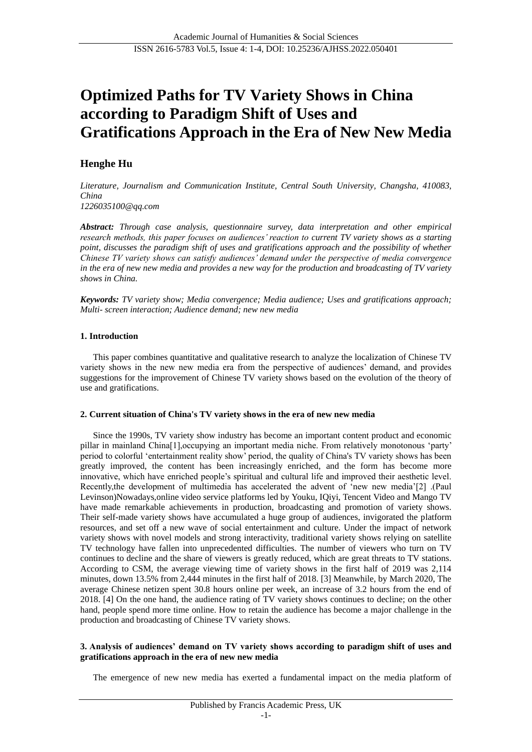# Optimized Paths for TV Variety Shows in China according to Paradigm Shift of Uses and Gratifications Approach in the Era of New New Media

## Henghe Hu

*Literature, Journalism and Communication Institute, Central South University, Changsha, 410083, China*
*1226035100@qq.com*

***Abstract:*** *Through case analysis, questionnaire survey, data interpretation and other empirical research methods, this paper focuses on audiences' reaction to current TV variety shows as a starting point, discusses the paradigm shift of uses and gratifications approach and the possibility of whether Chinese TV variety shows can satisfy audiences' demand under the perspective of media convergence in the era of new new media and provides a new way for the production and broadcasting of TV variety shows in China.*

***Keywords:*** *TV variety show; Media convergence; Media audience; Uses and gratifications approach; Multi- screen interaction; Audience demand; new new media*

### 1. Introduction

This paper combines quantitative and qualitative research to analyze the localization of Chinese TV variety shows in the new new media era from the perspective of audiences' demand, and provides suggestions for the improvement of Chinese TV variety shows based on the evolution of the theory of use and gratifications.

### 2. Current situation of China's TV variety shows in the era of new new media

Since the 1990s, TV variety show industry has become an important content product and economic pillar in mainland China[1],occupying an important media niche. From relatively monotonous 'party' period to colorful 'entertainment reality show' period, the quality of China's TV variety shows has been greatly improved, the content has been increasingly enriched, and the form has become more innovative, which have enriched people's spiritual and cultural life and improved their aesthetic level. Recently,the development of multimedia has accelerated the advent of 'new new media'[2] .(Paul Levinson)Nowadays,online video service platforms led by Youku, IQiyi, Tencent Video and Mango TV have made remarkable achievements in production, broadcasting and promotion of variety shows. Their self-made variety shows have accumulated a huge group of audiences, invigorated the platform resources, and set off a new wave of social entertainment and culture. Under the impact of network variety shows with novel models and strong interactivity, traditional variety shows relying on satellite TV technology have fallen into unprecedented difficulties. The number of viewers who turn on TV continues to decline and the share of viewers is greatly reduced, which are great threats to TV stations. According to CSM, the average viewing time of variety shows in the first half of 2019 was 2,114 minutes, down 13.5% from 2,444 minutes in the first half of 2018. [3] Meanwhile, by March 2020, The average Chinese netizen spent 30.8 hours online per week, an increase of 3.2 hours from the end of 2018. [4] On the one hand, the audience rating of TV variety shows continues to decline; on the other hand, people spend more time online. How to retain the audience has become a major challenge in the production and broadcasting of Chinese TV variety shows.

### 3. Analysis of audiences' demand on TV variety shows according to paradigm shift of uses and gratifications approach in the era of new new media

The emergence of new new media has exerted a fundamental impact on the media platform of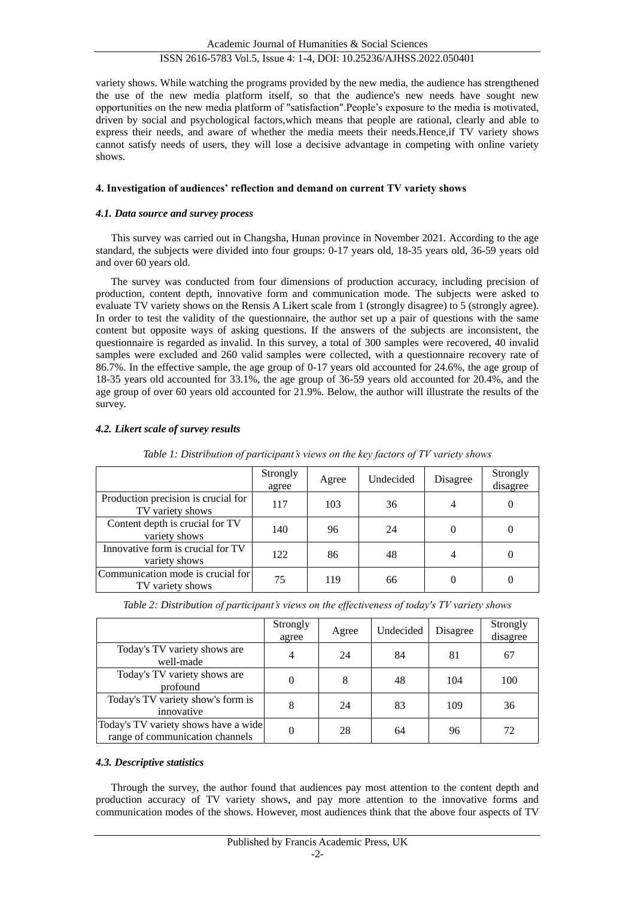variety shows. While watching the programs provided by the new media, the audience has strengthened the use of the new media platform itself, so that the audience's new needs have sought new opportunities on the new media platform of "satisfaction".People's exposure to the media is motivated, driven by social and psychological factors,which means that people are rational, clearly and able to express their needs, and aware of whether the media meets their needs.Hence,if TV variety shows cannot satisfy needs of users, they will lose a decisive advantage in competing with online variety shows.

### 4. Investigation of audiences' reflection and demand on current TV variety shows

#### *4.1. Data source and survey process*

This survey was carried out in Changsha, Hunan province in November 2021. According to the age standard, the subjects were divided into four groups: 0-17 years old, 18-35 years old, 36-59 years old and over 60 years old.

The survey was conducted from four dimensions of production accuracy, including precision of production, content depth, innovative form and communication mode. The subjects were asked to evaluate TV variety shows on the Rensis A Likert scale from 1 (strongly disagree) to 5 (strongly agree). In order to test the validity of the questionnaire, the author set up a pair of questions with the same content but opposite ways of asking questions. If the answers of the subjects are inconsistent, the questionnaire is regarded as invalid. In this survey, a total of 300 samples were recovered, 40 invalid samples were excluded and 260 valid samples were collected, with a questionnaire recovery rate of 86.7%. In the effective sample, the age group of 0-17 years old accounted for 24.6%, the age group of 18-35 years old accounted for 33.1%, the age group of 36-59 years old accounted for 20.4%, and the age group of over 60 years old accounted for 21.9%. Below, the author will illustrate the results of the survey.

#### *4.2. Likert scale of survey results*

*Table 1: Distribution of participant's views on the key factors of TV variety shows*

| | Strongly agree | Agree | Undecided | Disagree | Strongly disagree |
|---|---|---|---|---|---|
| Production precision is crucial for TV variety shows | 117 | 103 | 36 | 4 | 0 |
| Content depth is crucial for TV variety shows | 140 | 96 | 24 | 0 | 0 |
| Innovative form is crucial for TV variety shows | 122 | 86 | 48 | 4 | 0 |
| Communication mode is crucial for TV variety shows | 75 | 119 | 66 | 0 | 0 |

*Table 2: Distribution of participant's views on the effectiveness of today's TV variety shows*

| | Strongly agree | Agree | Undecided | Disagree | Strongly disagree |
|---|---|---|---|---|---|
| Today's TV variety shows are well-made | 4 | 24 | 84 | 81 | 67 |
| Today's TV variety shows are profound | 0 | 8 | 48 | 104 | 100 |
| Today's TV variety show's form is innovative | 8 | 24 | 83 | 109 | 36 |
| Today's TV variety shows have a wide range of communication channels | 0 | 28 | 64 | 96 | 72 |

#### *4.3. Descriptive statistics*

Through the survey, the author found that audiences pay most attention to the content depth and production accuracy of TV variety shows, and pay more attention to the innovative forms and communication modes of the shows. However, most audiences think that the above four aspects of TV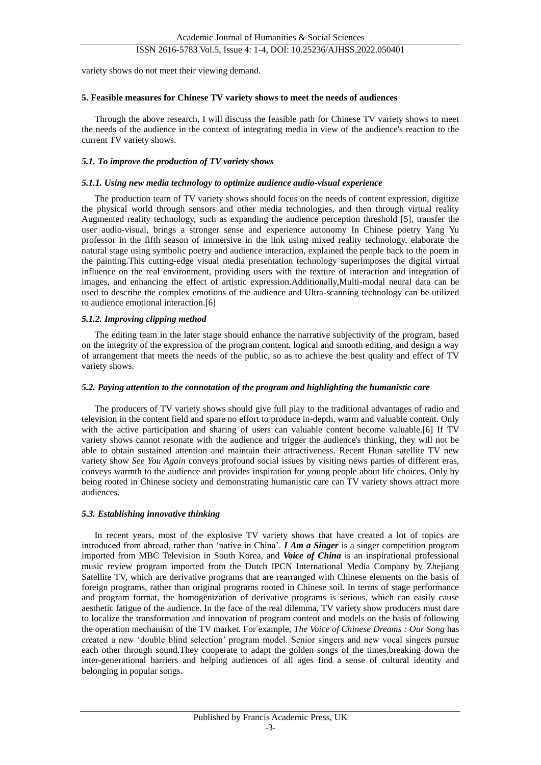variety shows do not meet their viewing demand.

## 5. Feasible measures for Chinese TV variety shows to meet the needs of audiences

Through the above research, I will discuss the feasible path for Chinese TV variety shows to meet the needs of the audience in the context of integrating media in view of the audience's reaction to the current TV variety shows.

### *5.1. To improve the production of TV variety shows*

#### *5.1.1. Using new media technology to optimize audience audio-visual experience*

The production team of TV variety shows should focus on the needs of content expression, digitize the physical world through sensors and other media technologies, and then through virtual reality Augmented reality technology, such as expanding the audience perception threshold [5], transfer the user audio-visual, brings a stronger sense and experience autonomy In Chinese poetry Yang Yu professor in the fifth season of immersive in the link using mixed reality technology, elaborate the natural stage using symbolic poetry and audience interaction, explained the people back to the poem in the painting.This cutting-edge visual media presentation technology superimposes the digital virtual influence on the real environment, providing users with the texture of interaction and integration of images, and enhancing the effect of artistic expression.Additionally,Multi-modal neural data can be used to describe the complex emotions of the audience and Ultra-scanning technology can be utilized to audience emotional interaction.[6]

#### *5.1.2. Improving clipping method*

The editing team in the later stage should enhance the narrative subjectivity of the program, based on the integrity of the expression of the program content, logical and smooth editing, and design a way of arrangement that meets the needs of the public, so as to achieve the best quality and effect of TV variety shows.

### *5.2. Paying attention to the connotation of the program and highlighting the humanistic care*

The producers of TV variety shows should give full play to the traditional advantages of radio and television in the content field and spare no effort to produce in-depth, warm and valuable content. Only with the active participation and sharing of users can valuable content become valuable.[6] If TV variety shows cannot resonate with the audience and trigger the audience's thinking, they will not be able to obtain sustained attention and maintain their attractiveness. Recent Hunan satellite TV new variety show *See You Again* conveys profound social issues by visiting news parties of different eras, conveys warmth to the audience and provides inspiration for young people about life choices. Only by being rooted in Chinese society and demonstrating humanistic care can TV variety shows attract more audiences.

### *5.3. Establishing innovative thinking*

In recent years, most of the explosive TV variety shows that have created a lot of topics are introduced from abroad, rather than 'native in China'. ***I Am a Singer*** is a singer competition program imported from MBC Television in South Korea, and ***Voice of China*** is an inspirational professional music review program imported from the Dutch IPCN International Media Company by Zhejiang Satellite TV, which are derivative programs that are rearranged with Chinese elements on the basis of foreign programs, rather than original programs rooted in Chinese soil. In terms of stage performance and program format, the homogenization of derivative programs is serious, which can easily cause aesthetic fatigue of the audience. In the face of the real dilemma, TV variety show producers must dare to localize the transformation and innovation of program content and models on the basis of following the operation mechanism of the TV market. For example, *The Voice of Chinese Dreams : Our Song* has created a new 'double blind selection' program model. Senior singers and new vocal singers pursue each other through sound.They cooperate to adapt the golden songs of the times,breaking down the inter-generational barriers and helping audiences of all ages find a sense of cultural identity and belonging in popular songs.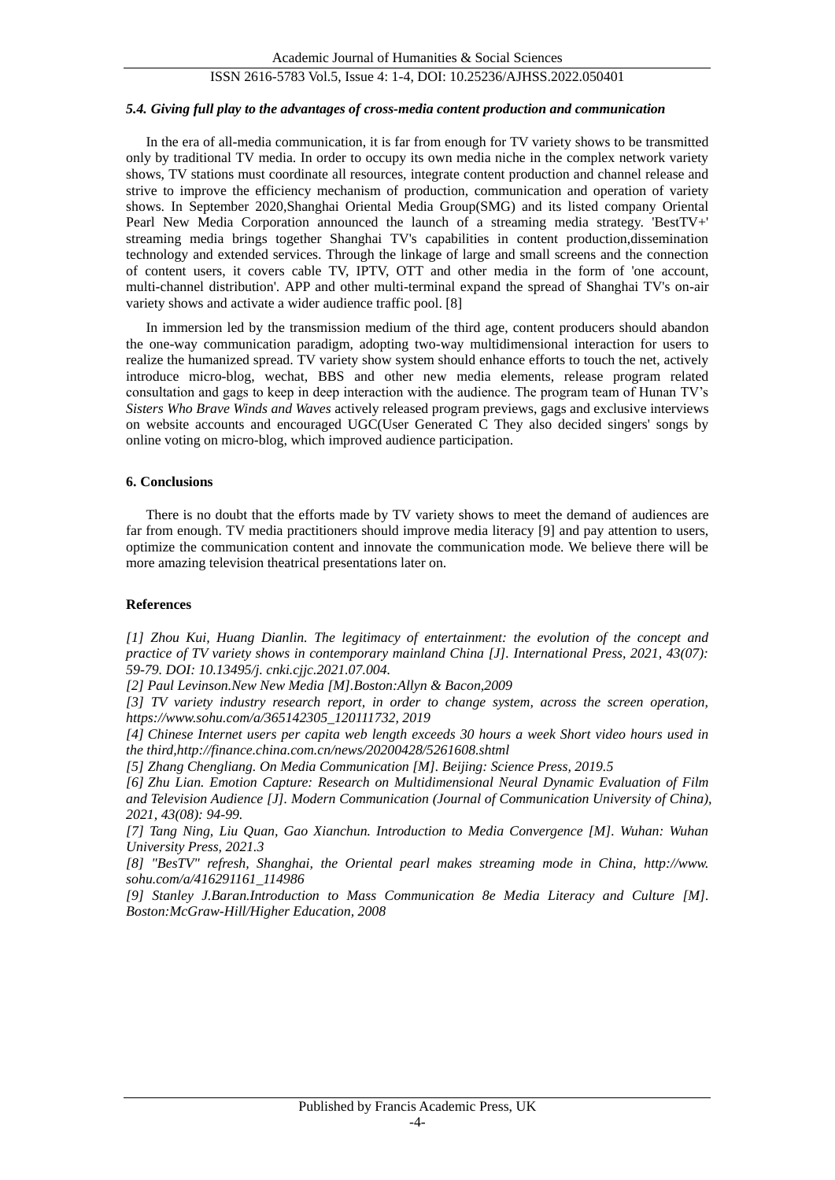### *5.4. Giving full play to the advantages of cross-media content production and communication*

In the era of all-media communication, it is far from enough for TV variety shows to be transmitted only by traditional TV media. In order to occupy its own media niche in the complex network variety shows, TV stations must coordinate all resources, integrate content production and channel release and strive to improve the efficiency mechanism of production, communication and operation of variety shows. In September 2020,Shanghai Oriental Media Group(SMG) and its listed company Oriental Pearl New Media Corporation announced the launch of a streaming media strategy. 'BestTV+' streaming media brings together Shanghai TV's capabilities in content production,dissemination technology and extended services. Through the linkage of large and small screens and the connection of content users, it covers cable TV, IPTV, OTT and other media in the form of 'one account, multi-channel distribution'. APP and other multi-terminal expand the spread of Shanghai TV's on-air variety shows and activate a wider audience traffic pool. [8]

In immersion led by the transmission medium of the third age, content producers should abandon the one-way communication paradigm, adopting two-way multidimensional interaction for users to realize the humanized spread. TV variety show system should enhance efforts to touch the net, actively introduce micro-blog, wechat, BBS and other new media elements, release program related consultation and gags to keep in deep interaction with the audience. The program team of Hunan TV's *Sisters Who Brave Winds and Waves* actively released program previews, gags and exclusive interviews on website accounts and encouraged UGC(User Generated C They also decided singers' songs by online voting on micro-blog, which improved audience participation.

## 6. Conclusions

There is no doubt that the efforts made by TV variety shows to meet the demand of audiences are far from enough. TV media practitioners should improve media literacy [9] and pay attention to users, optimize the communication content and innovate the communication mode. We believe there will be more amazing television theatrical presentations later on.

## References

*[1] Zhou Kui, Huang Dianlin. The legitimacy of entertainment: the evolution of the concept and practice of TV variety shows in contemporary mainland China [J]. International Press, 2021, 43(07): 59-79. DOI: 10.13495/j. cnki.cjjc.2021.07.004.*

*[2] Paul Levinson.New New Media [M].Boston:Allyn & Bacon,2009*

*[3] TV variety industry research report, in order to change system, across the screen operation, https://www.sohu.com/a/365142305_120111732, 2019*

*[4] Chinese Internet users per capita web length exceeds 30 hours a week Short video hours used in the third,http://finance.china.com.cn/news/20200428/5261608.shtml*

*[5] Zhang Chengliang. On Media Communication [M]. Beijing: Science Press, 2019.5*

*[6] Zhu Lian. Emotion Capture: Research on Multidimensional Neural Dynamic Evaluation of Film and Television Audience [J]. Modern Communication (Journal of Communication University of China), 2021, 43(08): 94-99.*

*[7] Tang Ning, Liu Quan, Gao Xianchun. Introduction to Media Convergence [M]. Wuhan: Wuhan University Press, 2021.3*

*[8] "BesTV" refresh, Shanghai, the Oriental pearl makes streaming mode in China, http://www. sohu.com/a/416291161_114986*

*[9] Stanley J.Baran.Introduction to Mass Communication 8e Media Literacy and Culture [M]. Boston:McGraw-Hill/Higher Education, 2008*